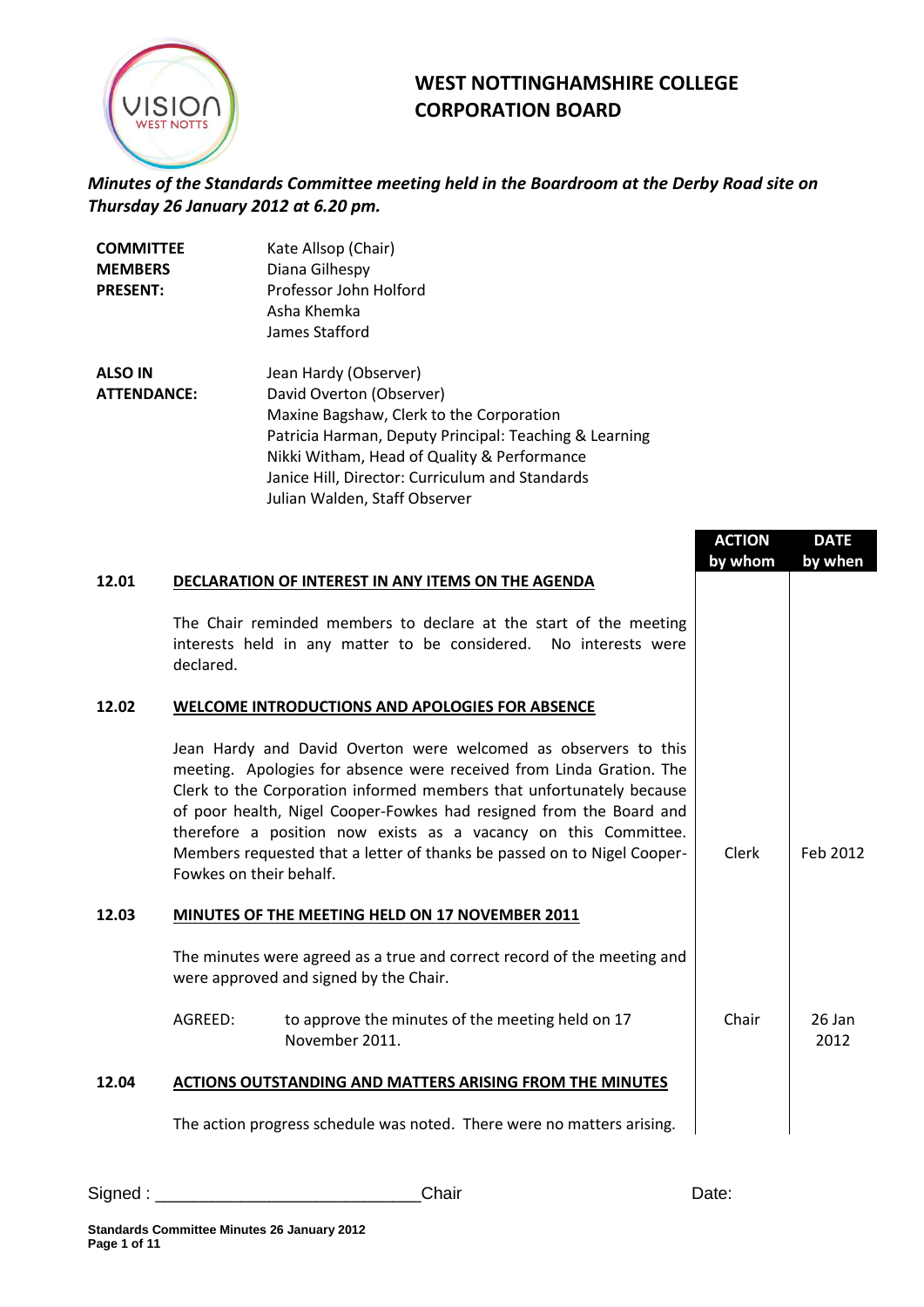# WEST NOTTINGHAMSHIRE COLLEGE CORPORATION BOARD

***Minutes of the Standards Committee meeting held in the Boardroom at the Derby Road site on Thursday 26 January 2012 at 6.20 pm.***

| | |
|---|---|
| **COMMITTEE MEMBERS PRESENT:** | Kate Allsop (Chair)<br>Diana Gilhespy<br>Professor John Holford<br>Asha Khemka<br>James Stafford |
| **ALSO IN ATTENDANCE:** | Jean Hardy (Observer)<br>David Overton (Observer)<br>Maxine Bagshaw, Clerk to the Corporation<br>Patricia Harman, Deputy Principal: Teaching & Learning<br>Nikki Witham, Head of Quality & Performance<br>Janice Hill, Director: Curriculum and Standards<br>Julian Walden, Staff Observer |

| | | ACTION by whom | DATE by when |
|---|---|---|---|
| **12.01** | **DECLARATION OF INTEREST IN ANY ITEMS ON THE AGENDA** | | |
| | The Chair reminded members to declare at the start of the meeting interests held in any matter to be considered. No interests were declared. | | |
| **12.02** | **WELCOME INTRODUCTIONS AND APOLOGIES FOR ABSENCE** | | |
| | Jean Hardy and David Overton were welcomed as observers to this meeting. Apologies for absence were received from Linda Gration. The Clerk to the Corporation informed members that unfortunately because of poor health, Nigel Cooper-Fowkes had resigned from the Board and therefore a position now exists as a vacancy on this Committee. Members requested that a letter of thanks be passed on to Nigel Cooper-Fowkes on their behalf. | Clerk | Feb 2012 |
| **12.03** | **MINUTES OF THE MEETING HELD ON 17 NOVEMBER 2011** | | |
| | The minutes were agreed as a true and correct record of the meeting and were approved and signed by the Chair. | | |
| | AGREED: to approve the minutes of the meeting held on 17 November 2011. | Chair | 26 Jan 2012 |
| **12.04** | **ACTIONS OUTSTANDING AND MATTERS ARISING FROM THE MINUTES** | | |
| | The action progress schedule was noted. There were no matters arising. | | |

Signed : ___________________________Chair Date: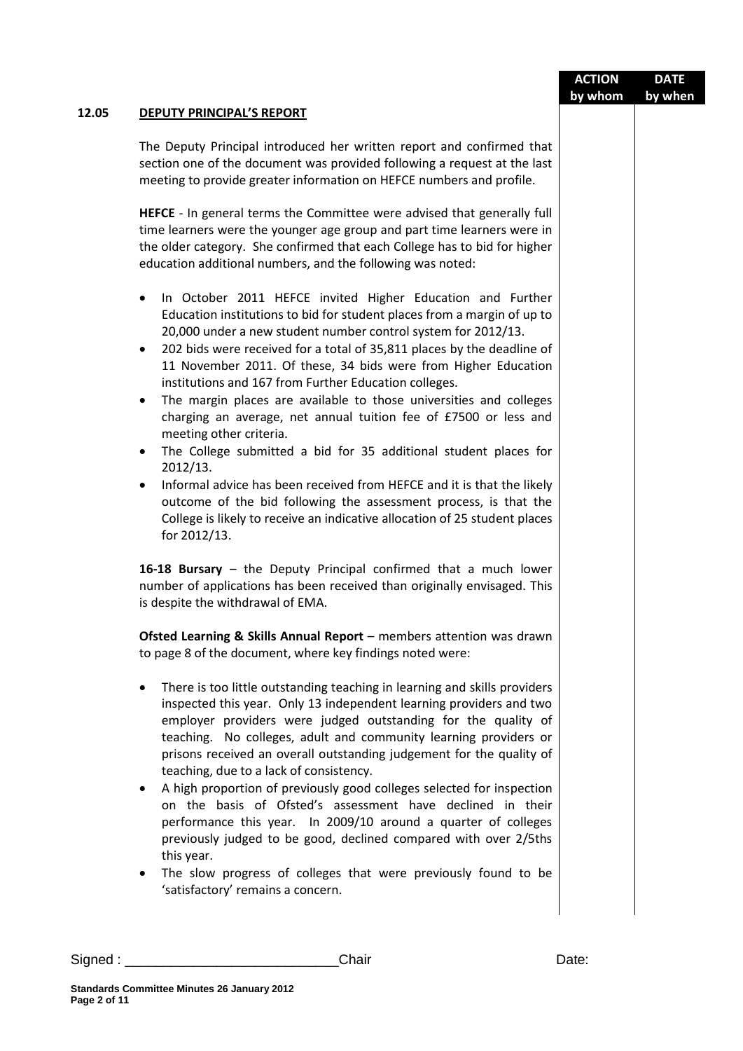| | | ACTION by whom | DATE by when |
|---|---|---|---|

**12.05 DEPUTY PRINCIPAL'S REPORT**

The Deputy Principal introduced her written report and confirmed that section one of the document was provided following a request at the last meeting to provide greater information on HEFCE numbers and profile.

**HEFCE** - In general terms the Committee were advised that generally full time learners were the younger age group and part time learners were in the older category. She confirmed that each College has to bid for higher education additional numbers, and the following was noted:

- In October 2011 HEFCE invited Higher Education and Further Education institutions to bid for student places from a margin of up to 20,000 under a new student number control system for 2012/13.
- 202 bids were received for a total of 35,811 places by the deadline of 11 November 2011. Of these, 34 bids were from Higher Education institutions and 167 from Further Education colleges.
- The margin places are available to those universities and colleges charging an average, net annual tuition fee of £7500 or less and meeting other criteria.
- The College submitted a bid for 35 additional student places for 2012/13.
- Informal advice has been received from HEFCE and it is that the likely outcome of the bid following the assessment process, is that the College is likely to receive an indicative allocation of 25 student places for 2012/13.

**16-18 Bursary** – the Deputy Principal confirmed that a much lower number of applications has been received than originally envisaged. This is despite the withdrawal of EMA.

**Ofsted Learning & Skills Annual Report** – members attention was drawn to page 8 of the document, where key findings noted were:

- There is too little outstanding teaching in learning and skills providers inspected this year. Only 13 independent learning providers and two employer providers were judged outstanding for the quality of teaching. No colleges, adult and community learning providers or prisons received an overall outstanding judgement for the quality of teaching, due to a lack of consistency.
- A high proportion of previously good colleges selected for inspection on the basis of Ofsted's assessment have declined in their performance this year. In 2009/10 around a quarter of colleges previously judged to be good, declined compared with over 2/5ths this year.
- The slow progress of colleges that were previously found to be 'satisfactory' remains a concern.

Signed : ____________________________Chair Date:

**Standards Committee Minutes 26 January 2012**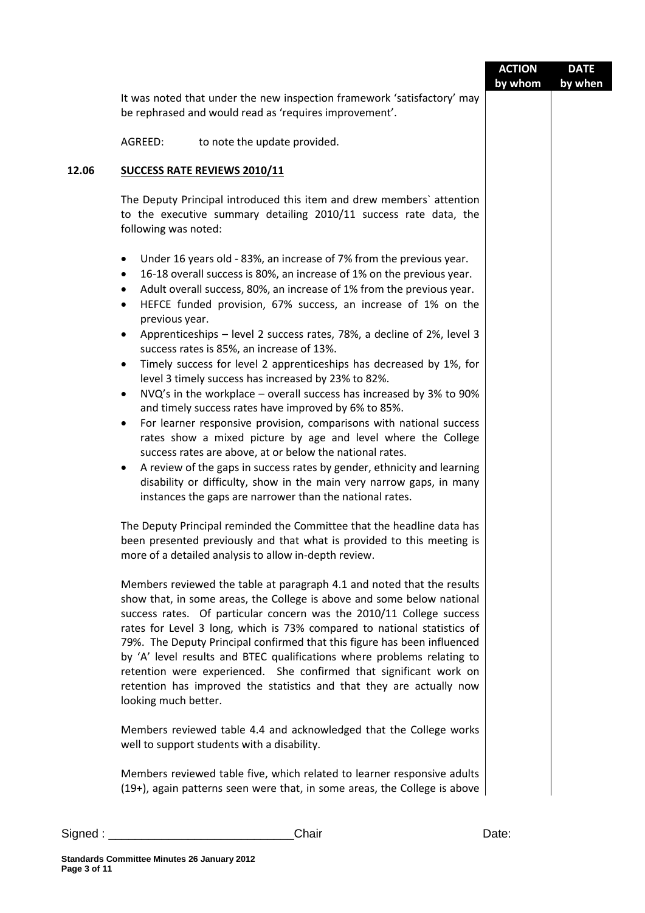| | ACTION by whom | DATE by when |
|---|---|---|

It was noted that under the new inspection framework 'satisfactory' may be rephrased and would read as 'requires improvement'.

AGREED: to note the update provided.

## 12.06 SUCCESS RATE REVIEWS 2010/11

The Deputy Principal introduced this item and drew members` attention to the executive summary detailing 2010/11 success rate data, the following was noted:

- Under 16 years old - 83%, an increase of 7% from the previous year.
- 16-18 overall success is 80%, an increase of 1% on the previous year.
- Adult overall success, 80%, an increase of 1% from the previous year.
- HEFCE funded provision, 67% success, an increase of 1% on the previous year.
- Apprenticeships – level 2 success rates, 78%, a decline of 2%, level 3 success rates is 85%, an increase of 13%.
- Timely success for level 2 apprenticeships has decreased by 1%, for level 3 timely success has increased by 23% to 82%.
- NVQ's in the workplace – overall success has increased by 3% to 90% and timely success rates have improved by 6% to 85%.
- For learner responsive provision, comparisons with national success rates show a mixed picture by age and level where the College success rates are above, at or below the national rates.
- A review of the gaps in success rates by gender, ethnicity and learning disability or difficulty, show in the main very narrow gaps, in many instances the gaps are narrower than the national rates.

The Deputy Principal reminded the Committee that the headline data has been presented previously and that what is provided to this meeting is more of a detailed analysis to allow in-depth review.

Members reviewed the table at paragraph 4.1 and noted that the results show that, in some areas, the College is above and some below national success rates. Of particular concern was the 2010/11 College success rates for Level 3 long, which is 73% compared to national statistics of 79%. The Deputy Principal confirmed that this figure has been influenced by 'A' level results and BTEC qualifications where problems relating to retention were experienced. She confirmed that significant work on retention has improved the statistics and that they are actually now looking much better.

Members reviewed table 4.4 and acknowledged that the College works well to support students with a disability.

Members reviewed table five, which related to learner responsive adults (19+), again patterns seen were that, in some areas, the College is above

Signed : ____________________________Chair Date: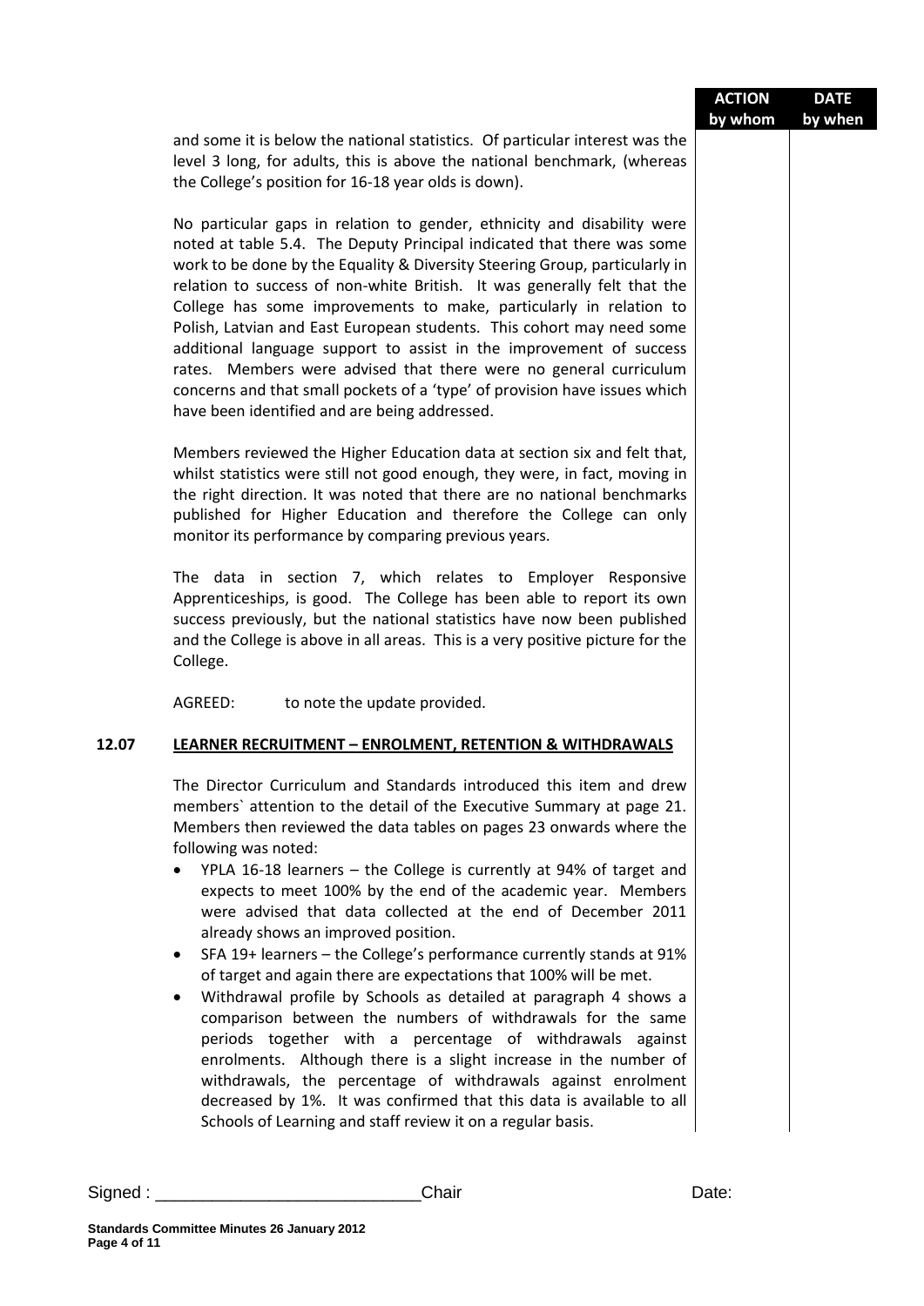| | | ACTION by whom | DATE by when |
|---|---|---|---|

and some it is below the national statistics. Of particular interest was the level 3 long, for adults, this is above the national benchmark, (whereas the College's position for 16-18 year olds is down).

No particular gaps in relation to gender, ethnicity and disability were noted at table 5.4. The Deputy Principal indicated that there was some work to be done by the Equality & Diversity Steering Group, particularly in relation to success of non-white British. It was generally felt that the College has some improvements to make, particularly in relation to Polish, Latvian and East European students. This cohort may need some additional language support to assist in the improvement of success rates. Members were advised that there were no general curriculum concerns and that small pockets of a 'type' of provision have issues which have been identified and are being addressed.

Members reviewed the Higher Education data at section six and felt that, whilst statistics were still not good enough, they were, in fact, moving in the right direction. It was noted that there are no national benchmarks published for Higher Education and therefore the College can only monitor its performance by comparing previous years.

The data in section 7, which relates to Employer Responsive Apprenticeships, is good. The College has been able to report its own success previously, but the national statistics have now been published and the College is above in all areas. This is a very positive picture for the College.

AGREED: to note the update provided.

**12.07 LEARNER RECRUITMENT – ENROLMENT, RETENTION & WITHDRAWALS**

The Director Curriculum and Standards introduced this item and drew members` attention to the detail of the Executive Summary at page 21. Members then reviewed the data tables on pages 23 onwards where the following was noted:

- YPLA 16-18 learners – the College is currently at 94% of target and expects to meet 100% by the end of the academic year. Members were advised that data collected at the end of December 2011 already shows an improved position.
- SFA 19+ learners – the College's performance currently stands at 91% of target and again there are expectations that 100% will be met.
- Withdrawal profile by Schools as detailed at paragraph 4 shows a comparison between the numbers of withdrawals for the same periods together with a percentage of withdrawals against enrolments. Although there is a slight increase in the number of withdrawals, the percentage of withdrawals against enrolment decreased by 1%. It was confirmed that this data is available to all Schools of Learning and staff review it on a regular basis.

Signed : \_\_\_\_\_\_\_\_\_\_\_\_\_\_\_\_\_\_\_\_\_\_\_\_\_\_\_\_Chair Date: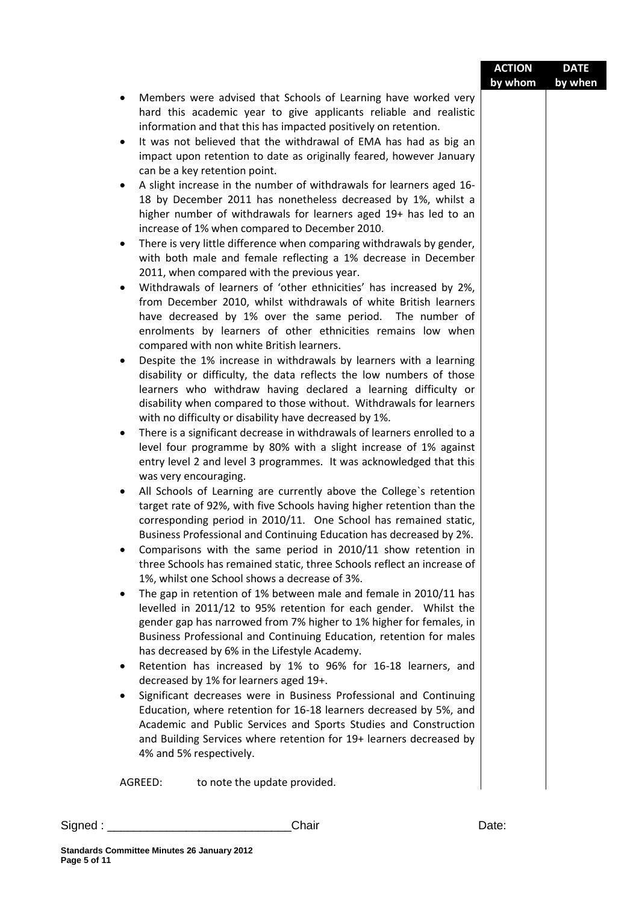| | ACTION by whom | DATE by when |
|---|---|---|
| • Members were advised that Schools of Learning have worked very hard this academic year to give applicants reliable and realistic information and that this has impacted positively on retention. | | |
| • It was not believed that the withdrawal of EMA has had as big an impact upon retention to date as originally feared, however January can be a key retention point. | | |
| • A slight increase in the number of withdrawals for learners aged 16-18 by December 2011 has nonetheless decreased by 1%, whilst a higher number of withdrawals for learners aged 19+ has led to an increase of 1% when compared to December 2010. | | |
| • There is very little difference when comparing withdrawals by gender, with both male and female reflecting a 1% decrease in December 2011, when compared with the previous year. | | |
| • Withdrawals of learners of 'other ethnicities' has increased by 2%, from December 2010, whilst withdrawals of white British learners have decreased by 1% over the same period. The number of enrolments by learners of other ethnicities remains low when compared with non white British learners. | | |
| • Despite the 1% increase in withdrawals by learners with a learning disability or difficulty, the data reflects the low numbers of those learners who withdraw having declared a learning difficulty or disability when compared to those without. Withdrawals for learners with no difficulty or disability have decreased by 1%. | | |
| • There is a significant decrease in withdrawals of learners enrolled to a level four programme by 80% with a slight increase of 1% against entry level 2 and level 3 programmes. It was acknowledged that this was very encouraging. | | |
| • All Schools of Learning are currently above the College`s retention target rate of 92%, with five Schools having higher retention than the corresponding period in 2010/11. One School has remained static, Business Professional and Continuing Education has decreased by 2%. | | |
| • Comparisons with the same period in 2010/11 show retention in three Schools has remained static, three Schools reflect an increase of 1%, whilst one School shows a decrease of 3%. | | |
| • The gap in retention of 1% between male and female in 2010/11 has levelled in 2011/12 to 95% retention for each gender. Whilst the gender gap has narrowed from 7% higher to 1% higher for females, in Business Professional and Continuing Education, retention for males has decreased by 6% in the Lifestyle Academy. | | |
| • Retention has increased by 1% to 96% for 16-18 learners, and decreased by 1% for learners aged 19+. | | |
| • Significant decreases were in Business Professional and Continuing Education, where retention for 16-18 learners decreased by 5%, and Academic and Public Services and Sports Studies and Construction and Building Services where retention for 19+ learners decreased by 4% and 5% respectively. | | |
| AGREED: to note the update provided. | | |

Signed : ____________________________Chair Date: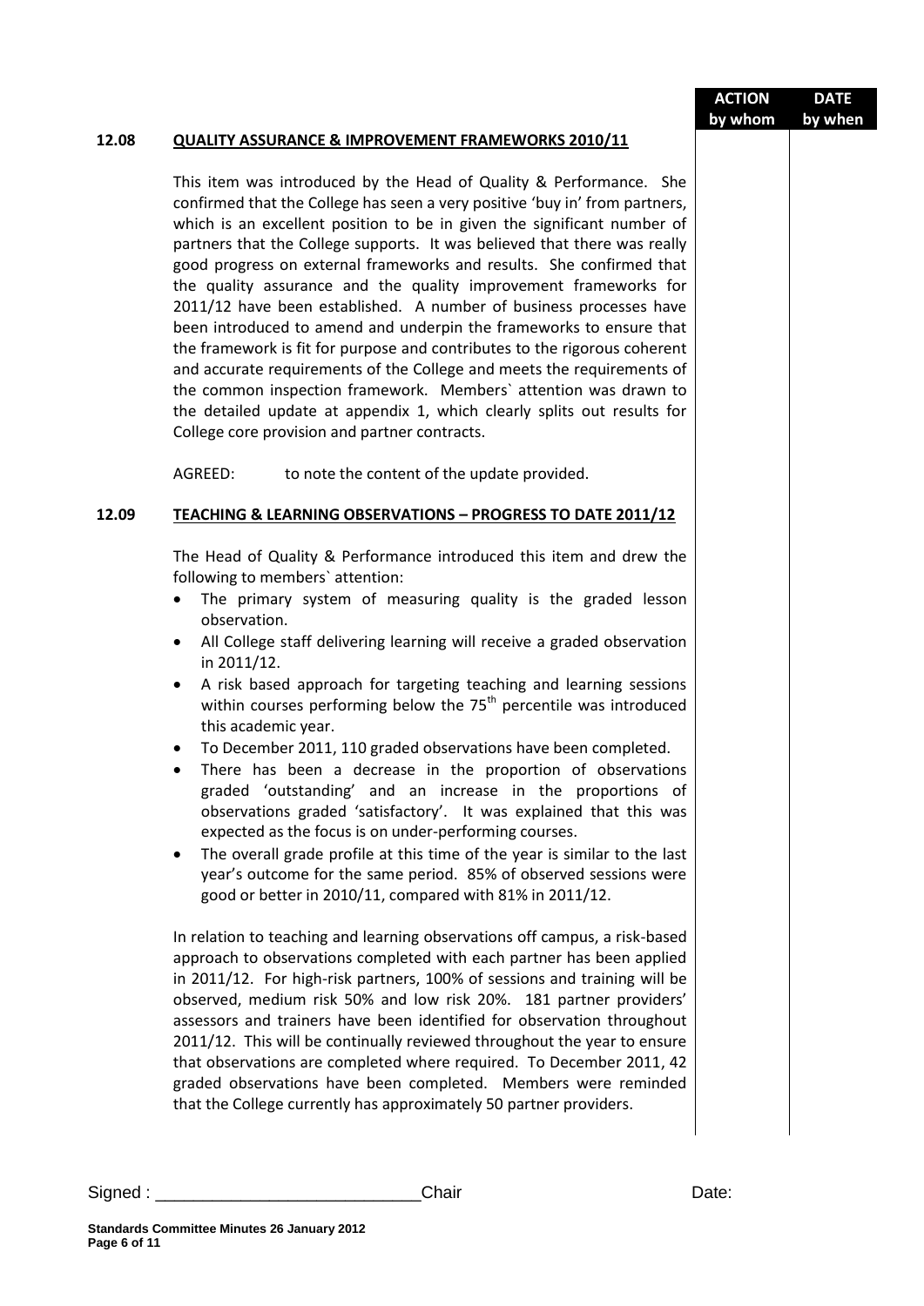| | | ACTION by whom | DATE by when |
|---|---|---|---|

**12.08 QUALITY ASSURANCE & IMPROVEMENT FRAMEWORKS 2010/11**

This item was introduced by the Head of Quality & Performance. She confirmed that the College has seen a very positive 'buy in' from partners, which is an excellent position to be in given the significant number of partners that the College supports. It was believed that there was really good progress on external frameworks and results. She confirmed that the quality assurance and the quality improvement frameworks for 2011/12 have been established. A number of business processes have been introduced to amend and underpin the frameworks to ensure that the framework is fit for purpose and contributes to the rigorous coherent and accurate requirements of the College and meets the requirements of the common inspection framework. Members` attention was drawn to the detailed update at appendix 1, which clearly splits out results for College core provision and partner contracts.

AGREED: to note the content of the update provided.

**12.09 TEACHING & LEARNING OBSERVATIONS – PROGRESS TO DATE 2011/12**

The Head of Quality & Performance introduced this item and drew the following to members` attention:

- The primary system of measuring quality is the graded lesson observation.
- All College staff delivering learning will receive a graded observation in 2011/12.
- A risk based approach for targeting teaching and learning sessions within courses performing below the 75th percentile was introduced this academic year.
- To December 2011, 110 graded observations have been completed.
- There has been a decrease in the proportion of observations graded 'outstanding' and an increase in the proportions of observations graded 'satisfactory'. It was explained that this was expected as the focus is on under-performing courses.
- The overall grade profile at this time of the year is similar to the last year's outcome for the same period. 85% of observed sessions were good or better in 2010/11, compared with 81% in 2011/12.

In relation to teaching and learning observations off campus, a risk-based approach to observations completed with each partner has been applied in 2011/12. For high-risk partners, 100% of sessions and training will be observed, medium risk 50% and low risk 20%. 181 partner providers' assessors and trainers have been identified for observation throughout 2011/12. This will be continually reviewed throughout the year to ensure that observations are completed where required. To December 2011, 42 graded observations have been completed. Members were reminded that the College currently has approximately 50 partner providers.

Signed : \_\_\_\_\_\_\_\_\_\_\_\_\_\_\_\_\_\_\_\_\_\_\_\_\_\_\_\_Chair Date: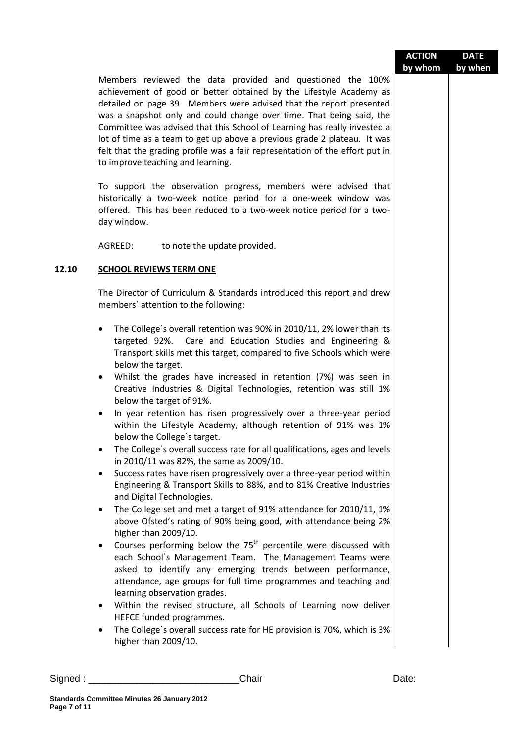| | ACTION by whom | DATE by when |
|---|---|---|

Members reviewed the data provided and questioned the 100% achievement of good or better obtained by the Lifestyle Academy as detailed on page 39. Members were advised that the report presented was a snapshot only and could change over time. That being said, the Committee was advised that this School of Learning has really invested a lot of time as a team to get up above a previous grade 2 plateau. It was felt that the grading profile was a fair representation of the effort put in to improve teaching and learning.

To support the observation progress, members were advised that historically a two-week notice period for a one-week window was offered. This has been reduced to a two-week notice period for a two-day window.

AGREED: to note the update provided.

## 12.10 SCHOOL REVIEWS TERM ONE

The Director of Curriculum & Standards introduced this report and drew members` attention to the following:

- The College`s overall retention was 90% in 2010/11, 2% lower than its targeted 92%. Care and Education Studies and Engineering & Transport skills met this target, compared to five Schools which were below the target.
- Whilst the grades have increased in retention (7%) was seen in Creative Industries & Digital Technologies, retention was still 1% below the target of 91%.
- In year retention has risen progressively over a three-year period within the Lifestyle Academy, although retention of 91% was 1% below the College`s target.
- The College`s overall success rate for all qualifications, ages and levels in 2010/11 was 82%, the same as 2009/10.
- Success rates have risen progressively over a three-year period within Engineering & Transport Skills to 88%, and to 81% Creative Industries and Digital Technologies.
- The College set and met a target of 91% attendance for 2010/11, 1% above Ofsted's rating of 90% being good, with attendance being 2% higher than 2009/10.
- Courses performing below the 75$^{th}$ percentile were discussed with each School`s Management Team. The Management Teams were asked to identify any emerging trends between performance, attendance, age groups for full time programmes and teaching and learning observation grades.
- Within the revised structure, all Schools of Learning now deliver HEFCE funded programmes.
- The College`s overall success rate for HE provision is 70%, which is 3% higher than 2009/10.

Signed : ___________________________Chair Date: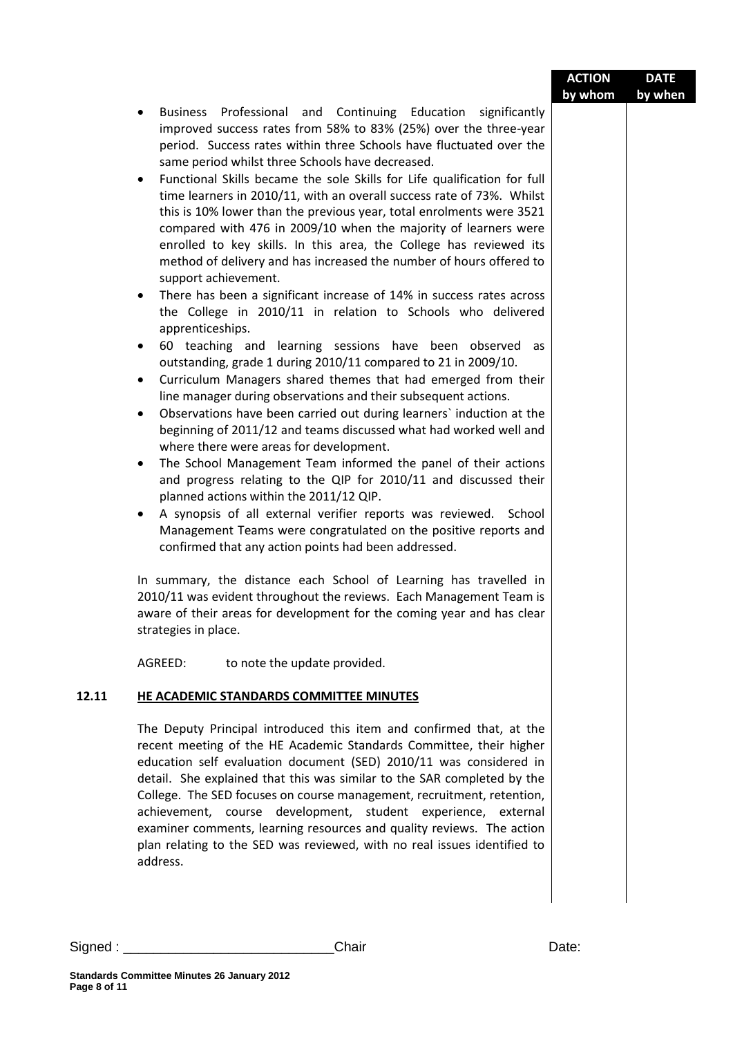| | | ACTION by whom | DATE by when |
|---|---|---|---|

- Business Professional and Continuing Education significantly improved success rates from 58% to 83% (25%) over the three-year period. Success rates within three Schools have fluctuated over the same period whilst three Schools have decreased.
- Functional Skills became the sole Skills for Life qualification for full time learners in 2010/11, with an overall success rate of 73%. Whilst this is 10% lower than the previous year, total enrolments were 3521 compared with 476 in 2009/10 when the majority of learners were enrolled to key skills. In this area, the College has reviewed its method of delivery and has increased the number of hours offered to support achievement.
- There has been a significant increase of 14% in success rates across the College in 2010/11 in relation to Schools who delivered apprenticeships.
- 60 teaching and learning sessions have been observed as outstanding, grade 1 during 2010/11 compared to 21 in 2009/10.
- Curriculum Managers shared themes that had emerged from their line manager during observations and their subsequent actions.
- Observations have been carried out during learners` induction at the beginning of 2011/12 and teams discussed what had worked well and where there were areas for development.
- The School Management Team informed the panel of their actions and progress relating to the QIP for 2010/11 and discussed their planned actions within the 2011/12 QIP.
- A synopsis of all external verifier reports was reviewed. School Management Teams were congratulated on the positive reports and confirmed that any action points had been addressed.

In summary, the distance each School of Learning has travelled in 2010/11 was evident throughout the reviews. Each Management Team is aware of their areas for development for the coming year and has clear strategies in place.

AGREED: to note the update provided.

**12.11 HE ACADEMIC STANDARDS COMMITTEE MINUTES**

The Deputy Principal introduced this item and confirmed that, at the recent meeting of the HE Academic Standards Committee, their higher education self evaluation document (SED) 2010/11 was considered in detail. She explained that this was similar to the SAR completed by the College. The SED focuses on course management, recruitment, retention, achievement, course development, student experience, external examiner comments, learning resources and quality reviews. The action plan relating to the SED was reviewed, with no real issues identified to address.

Signed : ___________________________Chair Date: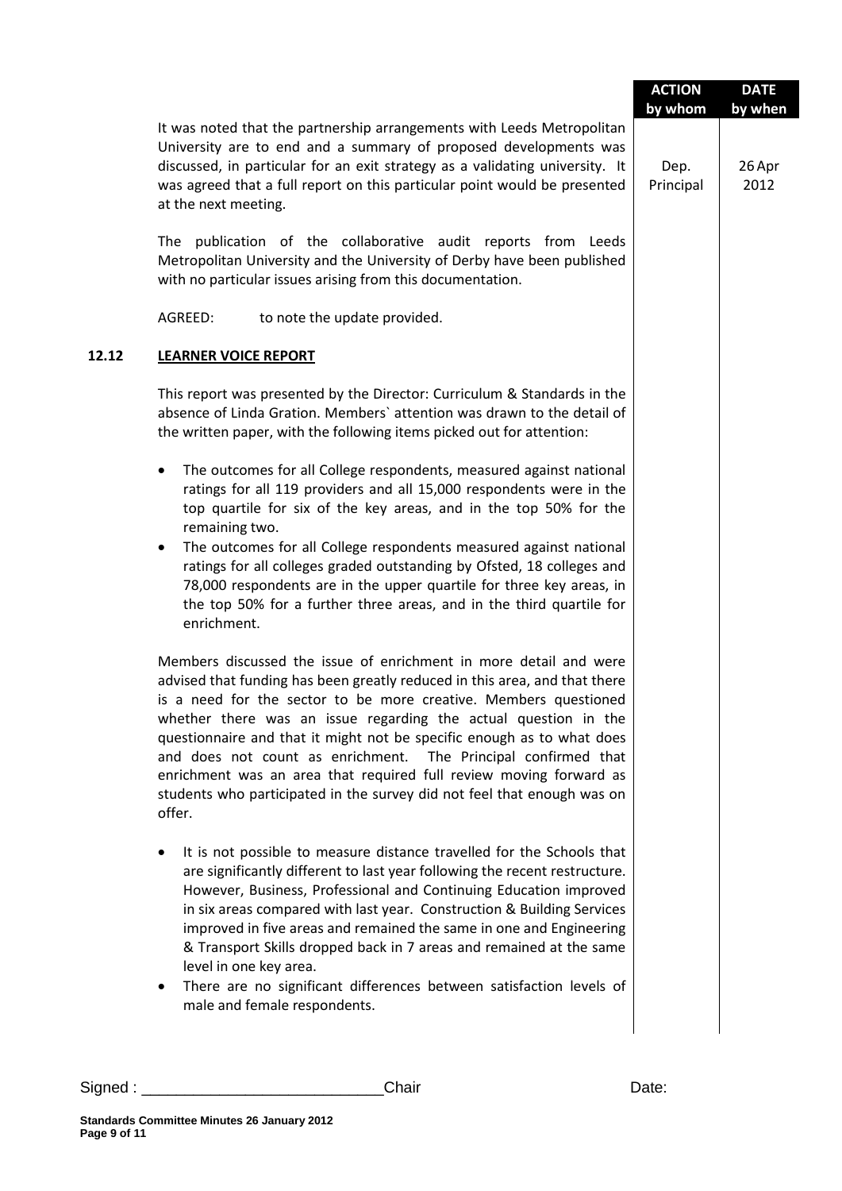| | ACTION by whom | DATE by when |
|---|---|---|
| It was noted that the partnership arrangements with Leeds Metropolitan University are to end and a summary of proposed developments was discussed, in particular for an exit strategy as a validating university. It was agreed that a full report on this particular point would be presented at the next meeting. | Dep. Principal | 26 Apr 2012 |

The publication of the collaborative audit reports from Leeds Metropolitan University and the University of Derby have been published with no particular issues arising from this documentation.

AGREED: to note the update provided.

## 12.12 LEARNER VOICE REPORT

This report was presented by the Director: Curriculum & Standards in the absence of Linda Gration. Members` attention was drawn to the detail of the written paper, with the following items picked out for attention:

- The outcomes for all College respondents, measured against national ratings for all 119 providers and all 15,000 respondents were in the top quartile for six of the key areas, and in the top 50% for the remaining two.
- The outcomes for all College respondents measured against national ratings for all colleges graded outstanding by Ofsted, 18 colleges and 78,000 respondents are in the upper quartile for three key areas, in the top 50% for a further three areas, and in the third quartile for enrichment.

Members discussed the issue of enrichment in more detail and were advised that funding has been greatly reduced in this area, and that there is a need for the sector to be more creative. Members questioned whether there was an issue regarding the actual question in the questionnaire and that it might not be specific enough as to what does and does not count as enrichment. The Principal confirmed that enrichment was an area that required full review moving forward as students who participated in the survey did not feel that enough was on offer.

- It is not possible to measure distance travelled for the Schools that are significantly different to last year following the recent restructure. However, Business, Professional and Continuing Education improved in six areas compared with last year. Construction & Building Services improved in five areas and remained the same in one and Engineering & Transport Skills dropped back in 7 areas and remained at the same level in one key area.
- There are no significant differences between satisfaction levels of male and female respondents.

Signed : ___________________________Chair Date:

**Standards Committee Minutes 26 January 2012**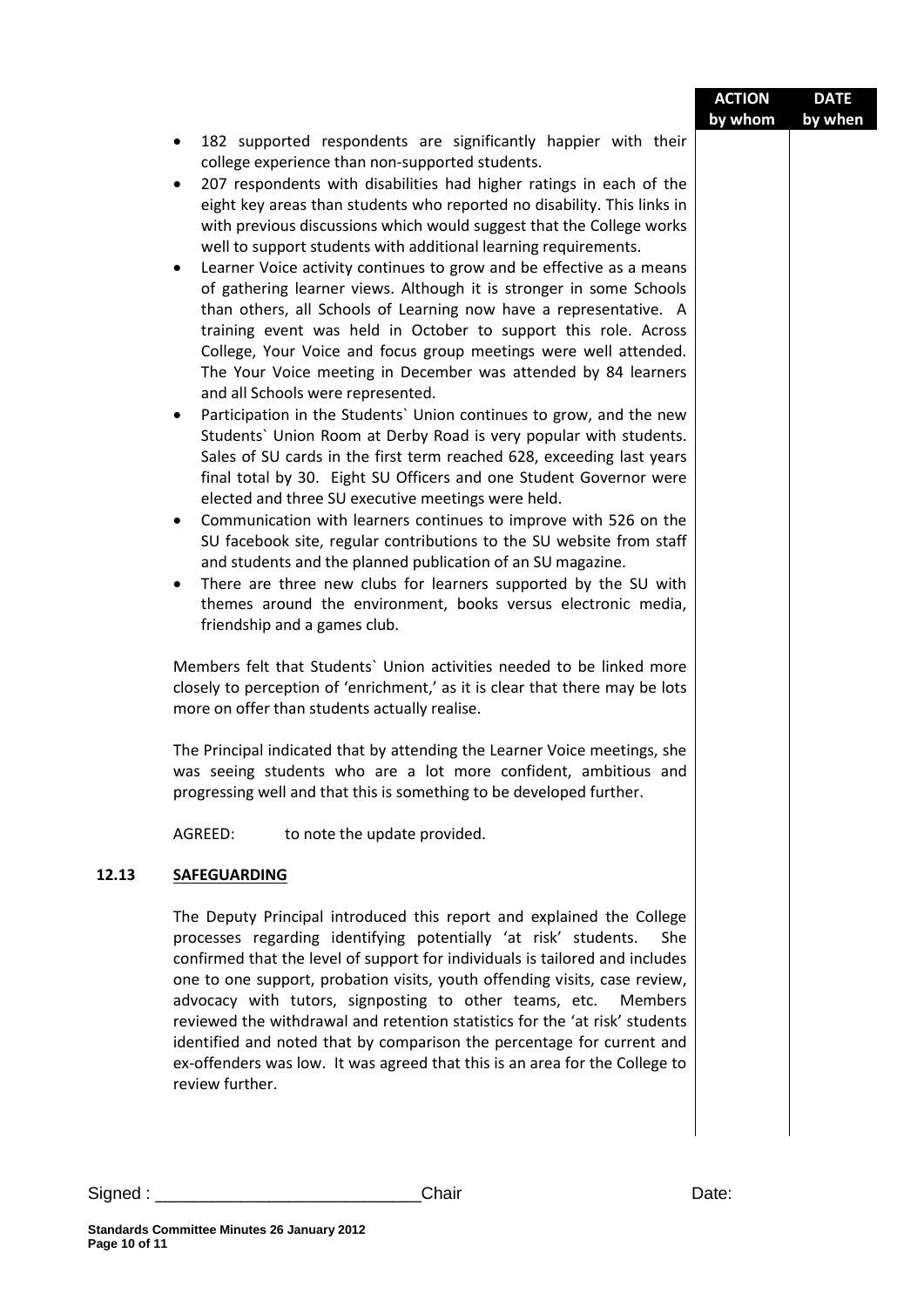| | | ACTION by whom | DATE by when |
|---|---|---|---|

- 182 supported respondents are significantly happier with their college experience than non-supported students.
- 207 respondents with disabilities had higher ratings in each of the eight key areas than students who reported no disability. This links in with previous discussions which would suggest that the College works well to support students with additional learning requirements.
- Learner Voice activity continues to grow and be effective as a means of gathering learner views. Although it is stronger in some Schools than others, all Schools of Learning now have a representative. A training event was held in October to support this role. Across College, Your Voice and focus group meetings were well attended. The Your Voice meeting in December was attended by 84 learners and all Schools were represented.
- Participation in the Students` Union continues to grow, and the new Students` Union Room at Derby Road is very popular with students. Sales of SU cards in the first term reached 628, exceeding last years final total by 30. Eight SU Officers and one Student Governor were elected and three SU executive meetings were held.
- Communication with learners continues to improve with 526 on the SU facebook site, regular contributions to the SU website from staff and students and the planned publication of an SU magazine.
- There are three new clubs for learners supported by the SU with themes around the environment, books versus electronic media, friendship and a games club.

Members felt that Students` Union activities needed to be linked more closely to perception of 'enrichment,' as it is clear that there may be lots more on offer than students actually realise.

The Principal indicated that by attending the Learner Voice meetings, she was seeing students who are a lot more confident, ambitious and progressing well and that this is something to be developed further.

AGREED: to note the update provided.

**12.13 SAFEGUARDING**

The Deputy Principal introduced this report and explained the College processes regarding identifying potentially 'at risk' students. She confirmed that the level of support for individuals is tailored and includes one to one support, probation visits, youth offending visits, case review, advocacy with tutors, signposting to other teams, etc. Members reviewed the withdrawal and retention statistics for the 'at risk' students identified and noted that by comparison the percentage for current and ex-offenders was low. It was agreed that this is an area for the College to review further.

Signed : ___________________________Chair Date:

**Standards Committee Minutes 26 January 2012**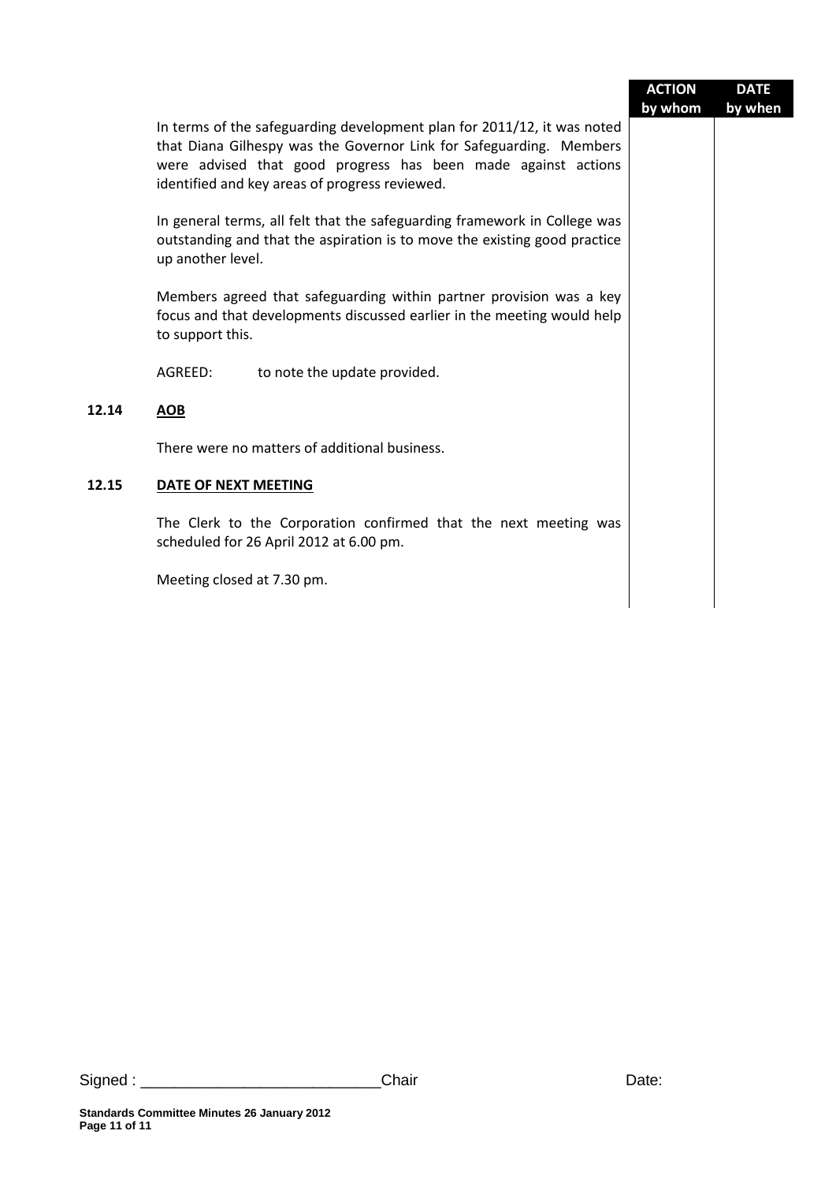| | | ACTION by whom | DATE by when |
|---|---|---|---|
| | In terms of the safeguarding development plan for 2011/12, it was noted that Diana Gilhespy was the Governor Link for Safeguarding. Members were advised that good progress has been made against actions identified and key areas of progress reviewed. | | |
| | In general terms, all felt that the safeguarding framework in College was outstanding and that the aspiration is to move the existing good practice up another level. | | |
| | Members agreed that safeguarding within partner provision was a key focus and that developments discussed earlier in the meeting would help to support this. | | |
| | AGREED: to note the update provided. | | |
| **12.14** | **<u>AOB</u>** | | |
| | There were no matters of additional business. | | |
| **12.15** | **<u>DATE OF NEXT MEETING</u>** | | |
| | The Clerk to the Corporation confirmed that the next meeting was scheduled for 26 April 2012 at 6.00 pm. | | |
| | Meeting closed at 7.30 pm. | | |

Signed : ___________________________Chair Date: